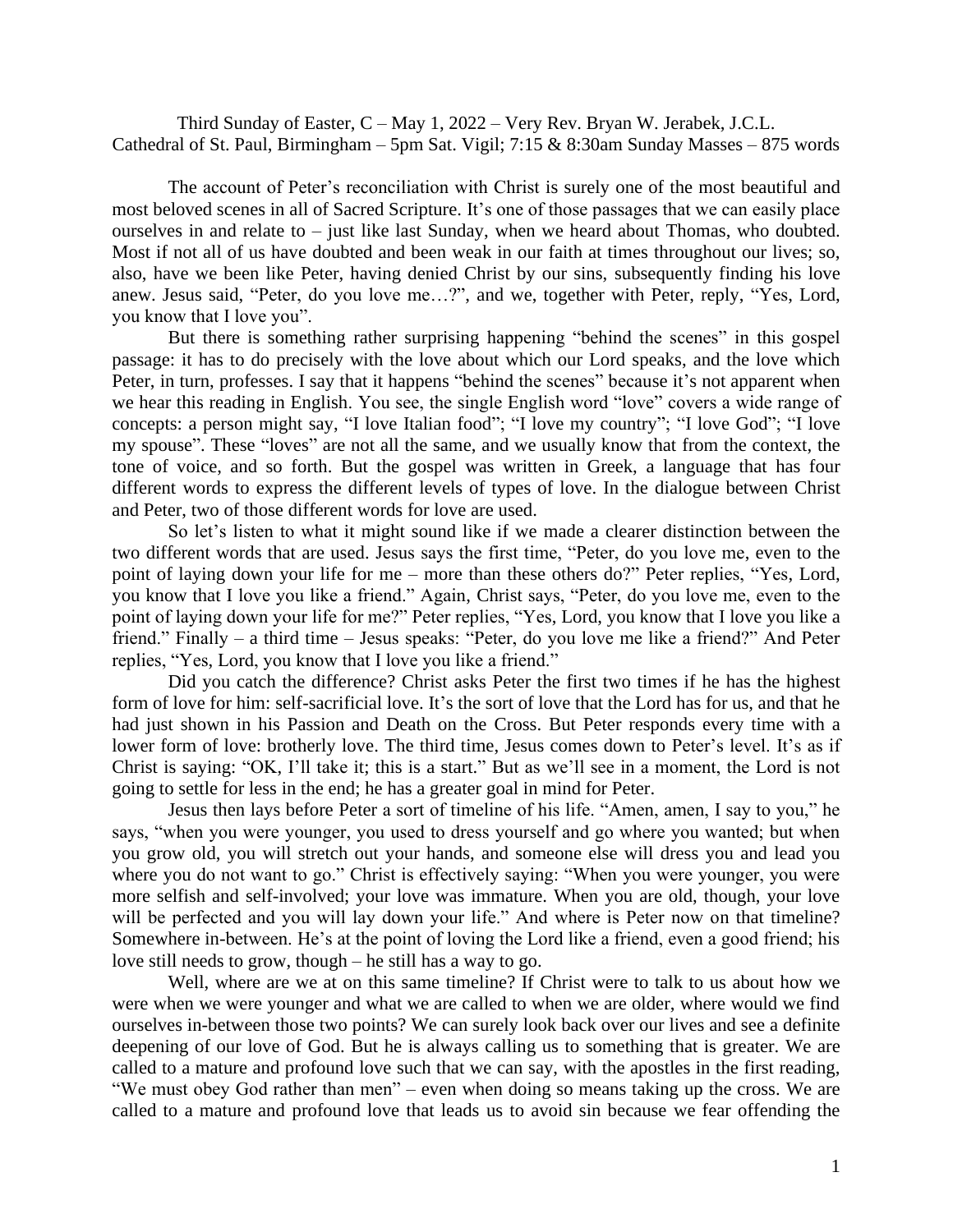Third Sunday of Easter, C – May 1, 2022 – Very Rev. Bryan W. Jerabek, J.C.L.
Cathedral of St. Paul, Birmingham – 5pm Sat. Vigil; 7:15 & 8:30am Sunday Masses – 875 words

The account of Peter's reconciliation with Christ is surely one of the most beautiful and most beloved scenes in all of Sacred Scripture. It's one of those passages that we can easily place ourselves in and relate to – just like last Sunday, when we heard about Thomas, who doubted. Most if not all of us have doubted and been weak in our faith at times throughout our lives; so, also, have we been like Peter, having denied Christ by our sins, subsequently finding his love anew. Jesus said, "Peter, do you love me…?", and we, together with Peter, reply, "Yes, Lord, you know that I love you".

But there is something rather surprising happening "behind the scenes" in this gospel passage: it has to do precisely with the love about which our Lord speaks, and the love which Peter, in turn, professes. I say that it happens "behind the scenes" because it's not apparent when we hear this reading in English. You see, the single English word "love" covers a wide range of concepts: a person might say, "I love Italian food"; "I love my country"; "I love God"; "I love my spouse". These "loves" are not all the same, and we usually know that from the context, the tone of voice, and so forth. But the gospel was written in Greek, a language that has four different words to express the different levels of types of love. In the dialogue between Christ and Peter, two of those different words for love are used.

So let's listen to what it might sound like if we made a clearer distinction between the two different words that are used. Jesus says the first time, "Peter, do you love me, even to the point of laying down your life for me – more than these others do?" Peter replies, "Yes, Lord, you know that I love you like a friend." Again, Christ says, "Peter, do you love me, even to the point of laying down your life for me?" Peter replies, "Yes, Lord, you know that I love you like a friend." Finally – a third time – Jesus speaks: "Peter, do you love me like a friend?" And Peter replies, "Yes, Lord, you know that I love you like a friend."

Did you catch the difference? Christ asks Peter the first two times if he has the highest form of love for him: self-sacrificial love. It's the sort of love that the Lord has for us, and that he had just shown in his Passion and Death on the Cross. But Peter responds every time with a lower form of love: brotherly love. The third time, Jesus comes down to Peter's level. It's as if Christ is saying: "OK, I'll take it; this is a start." But as we'll see in a moment, the Lord is not going to settle for less in the end; he has a greater goal in mind for Peter.

Jesus then lays before Peter a sort of timeline of his life. "Amen, amen, I say to you," he says, "when you were younger, you used to dress yourself and go where you wanted; but when you grow old, you will stretch out your hands, and someone else will dress you and lead you where you do not want to go." Christ is effectively saying: "When you were younger, you were more selfish and self-involved; your love was immature. When you are old, though, your love will be perfected and you will lay down your life." And where is Peter now on that timeline? Somewhere in-between. He's at the point of loving the Lord like a friend, even a good friend; his love still needs to grow, though – he still has a way to go.

Well, where are we at on this same timeline? If Christ were to talk to us about how we were when we were younger and what we are called to when we are older, where would we find ourselves in-between those two points? We can surely look back over our lives and see a definite deepening of our love of God. But he is always calling us to something that is greater. We are called to a mature and profound love such that we can say, with the apostles in the first reading, "We must obey God rather than men" – even when doing so means taking up the cross. We are called to a mature and profound love that leads us to avoid sin because we fear offending the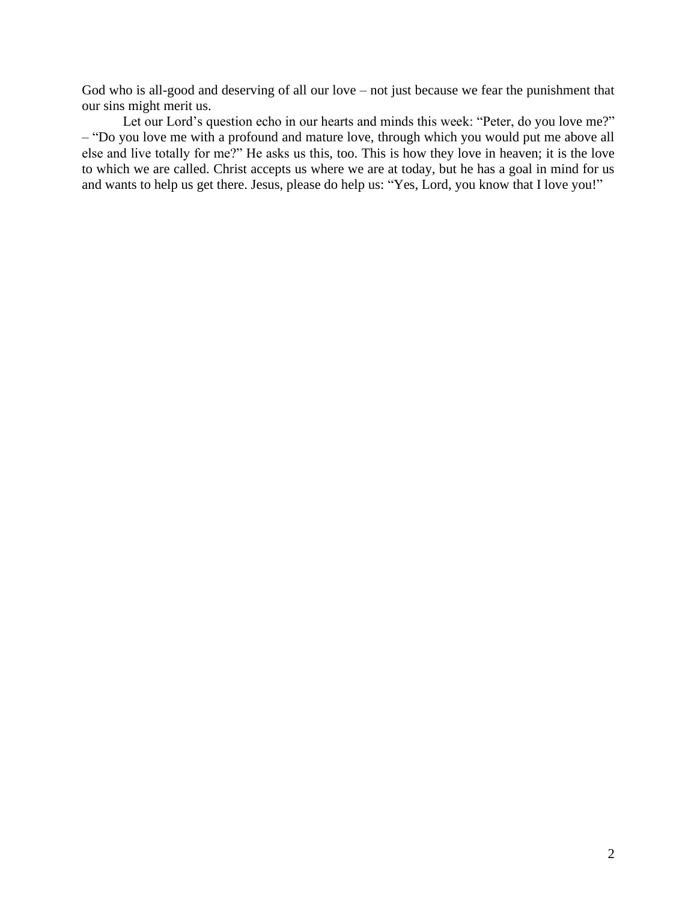God who is all-good and deserving of all our love – not just because we fear the punishment that our sins might merit us.

Let our Lord's question echo in our hearts and minds this week: "Peter, do you love me?" – "Do you love me with a profound and mature love, through which you would put me above all else and live totally for me?" He asks us this, too. This is how they love in heaven; it is the love to which we are called. Christ accepts us where we are at today, but he has a goal in mind for us and wants to help us get there. Jesus, please do help us: "Yes, Lord, you know that I love you!"